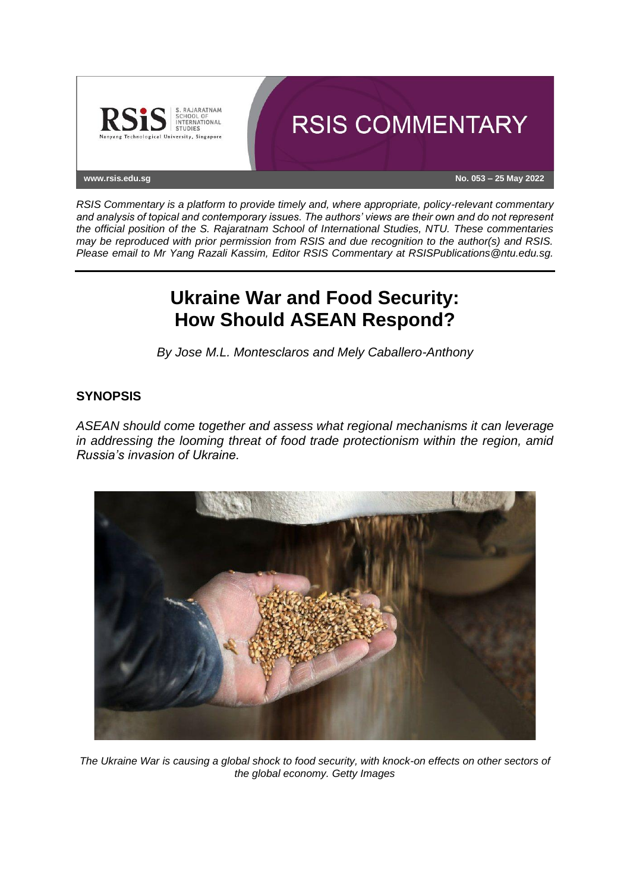# RSIS COMMENTARY

www.rsis.edu.sg

No. 053 – 25 May 2022

*RSIS Commentary is a platform to provide timely and, where appropriate, policy-relevant commentary and analysis of topical and contemporary issues. The authors' views are their own and do not represent the official position of the S. Rajaratnam School of International Studies, NTU. These commentaries may be reproduced with prior permission from RSIS and due recognition to the author(s) and RSIS. Please email to Mr Yang Razali Kassim, Editor RSIS Commentary at RSISPublications@ntu.edu.sg.*

## Ukraine War and Food Security: How Should ASEAN Respond?

*By Jose M.L. Montesclaros and Mely Caballero-Anthony*

### SYNOPSIS

*ASEAN should come together and assess what regional mechanisms it can leverage in addressing the looming threat of food trade protectionism within the region, amid Russia's invasion of Ukraine.*

*The Ukraine War is causing a global shock to food security, with knock-on effects on other sectors of the global economy. Getty Images*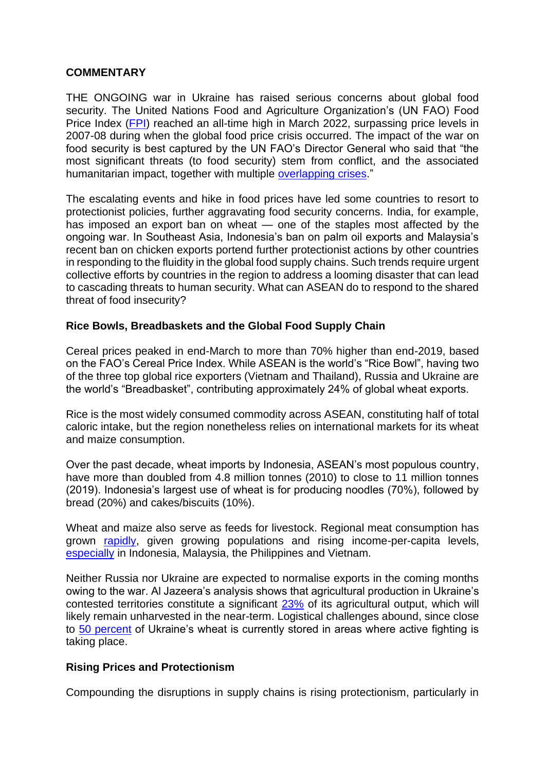**COMMENTARY**

THE ONGOING war in Ukraine has raised serious concerns about global food security. The United Nations Food and Agriculture Organization's (UN FAO) Food Price Index (FPI) reached an all-time high in March 2022, surpassing price levels in 2007-08 during when the global food price crisis occurred. The impact of the war on food security is best captured by the UN FAO's Director General who said that "the most significant threats (to food security) stem from conflict, and the associated humanitarian impact, together with multiple overlapping crises."

The escalating events and hike in food prices have led some countries to resort to protectionist policies, further aggravating food security concerns. India, for example, has imposed an export ban on wheat — one of the staples most affected by the ongoing war. In Southeast Asia, Indonesia's ban on palm oil exports and Malaysia's recent ban on chicken exports portend further protectionist actions by other countries in responding to the fluidity in the global food supply chains. Such trends require urgent collective efforts by countries in the region to address a looming disaster that can lead to cascading threats to human security. What can ASEAN do to respond to the shared threat of food insecurity?

**Rice Bowls, Breadbaskets and the Global Food Supply Chain**

Cereal prices peaked in end-March to more than 70% higher than end-2019, based on the FAO's Cereal Price Index. While ASEAN is the world's "Rice Bowl", having two of the three top global rice exporters (Vietnam and Thailand), Russia and Ukraine are the world's "Breadbasket", contributing approximately 24% of global wheat exports.

Rice is the most widely consumed commodity across ASEAN, constituting half of total caloric intake, but the region nonetheless relies on international markets for its wheat and maize consumption.

Over the past decade, wheat imports by Indonesia, ASEAN's most populous country, have more than doubled from 4.8 million tonnes (2010) to close to 11 million tonnes (2019). Indonesia's largest use of wheat is for producing noodles (70%), followed by bread (20%) and cakes/biscuits (10%).

Wheat and maize also serve as feeds for livestock. Regional meat consumption has grown rapidly, given growing populations and rising income-per-capita levels, especially in Indonesia, Malaysia, the Philippines and Vietnam.

Neither Russia nor Ukraine are expected to normalise exports in the coming months owing to the war. Al Jazeera's analysis shows that agricultural production in Ukraine's contested territories constitute a significant 23% of its agricultural output, which will likely remain unharvested in the near-term. Logistical challenges abound, since close to 50 percent of Ukraine's wheat is currently stored in areas where active fighting is taking place.

**Rising Prices and Protectionism**

Compounding the disruptions in supply chains is rising protectionism, particularly in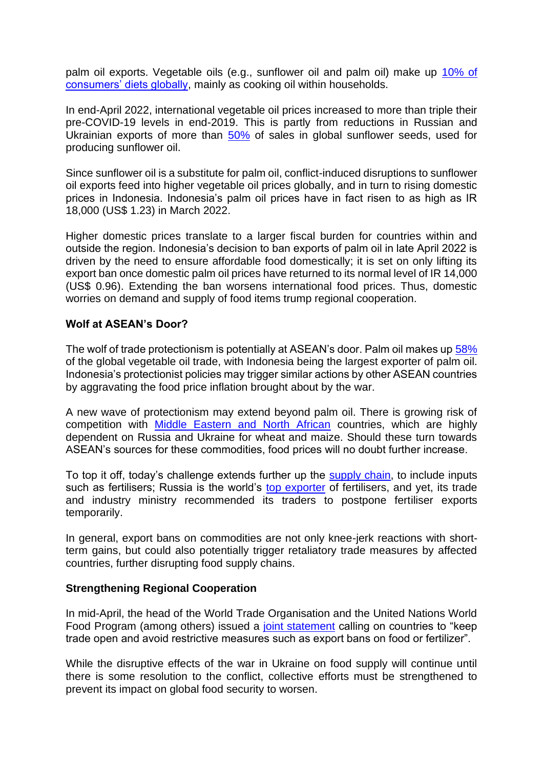palm oil exports. Vegetable oils (e.g., sunflower oil and palm oil) make up 10% of consumers' diets globally, mainly as cooking oil within households.

In end-April 2022, international vegetable oil prices increased to more than triple their pre-COVID-19 levels in end-2019. This is partly from reductions in Russian and Ukrainian exports of more than 50% of sales in global sunflower seeds, used for producing sunflower oil.

Since sunflower oil is a substitute for palm oil, conflict-induced disruptions to sunflower oil exports feed into higher vegetable oil prices globally, and in turn to rising domestic prices in Indonesia. Indonesia's palm oil prices have in fact risen to as high as IR 18,000 (US$ 1.23) in March 2022.

Higher domestic prices translate to a larger fiscal burden for countries within and outside the region. Indonesia's decision to ban exports of palm oil in late April 2022 is driven by the need to ensure affordable food domestically; it is set on only lifting its export ban once domestic palm oil prices have returned to its normal level of IR 14,000 (US$ 0.96). Extending the ban worsens international food prices. Thus, domestic worries on demand and supply of food items trump regional cooperation.

**Wolf at ASEAN's Door?**

The wolf of trade protectionism is potentially at ASEAN's door. Palm oil makes up 58% of the global vegetable oil trade, with Indonesia being the largest exporter of palm oil. Indonesia's protectionist policies may trigger similar actions by other ASEAN countries by aggravating the food price inflation brought about by the war.

A new wave of protectionism may extend beyond palm oil. There is growing risk of competition with Middle Eastern and North African countries, which are highly dependent on Russia and Ukraine for wheat and maize. Should these turn towards ASEAN's sources for these commodities, food prices will no doubt further increase.

To top it off, today's challenge extends further up the supply chain, to include inputs such as fertilisers; Russia is the world's top exporter of fertilisers, and yet, its trade and industry ministry recommended its traders to postpone fertiliser exports temporarily.

In general, export bans on commodities are not only knee-jerk reactions with short-term gains, but could also potentially trigger retaliatory trade measures by affected countries, further disrupting food supply chains.

**Strengthening Regional Cooperation**

In mid-April, the head of the World Trade Organisation and the United Nations World Food Program (among others) issued a joint statement calling on countries to "keep trade open and avoid restrictive measures such as export bans on food or fertilizer".

While the disruptive effects of the war in Ukraine on food supply will continue until there is some resolution to the conflict, collective efforts must be strengthened to prevent its impact on global food security to worsen.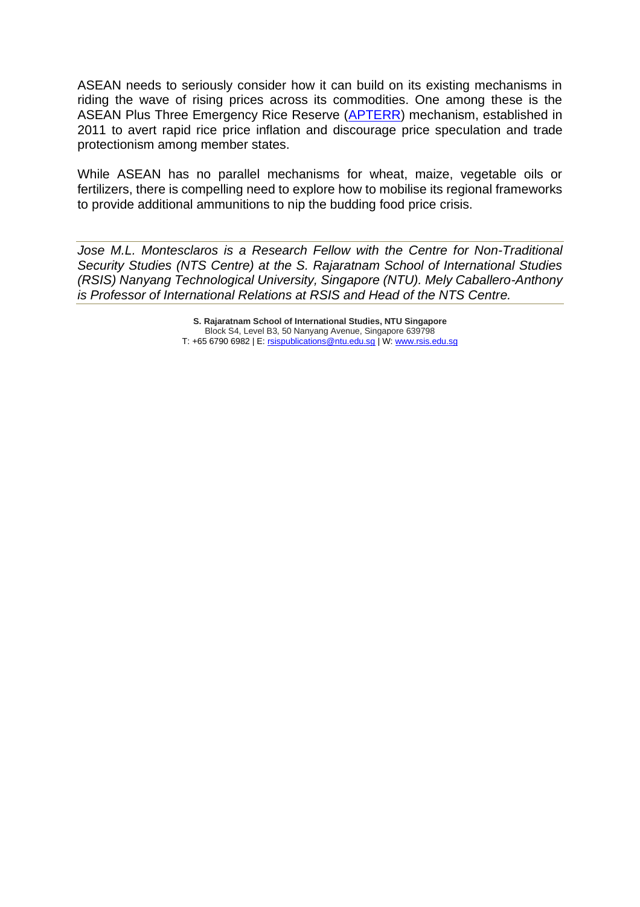ASEAN needs to seriously consider how it can build on its existing mechanisms in riding the wave of rising prices across its commodities. One among these is the ASEAN Plus Three Emergency Rice Reserve (APTERR) mechanism, established in 2011 to avert rapid rice price inflation and discourage price speculation and trade protectionism among member states.

While ASEAN has no parallel mechanisms for wheat, maize, vegetable oils or fertilizers, there is compelling need to explore how to mobilise its regional frameworks to provide additional ammunitions to nip the budding food price crisis.

---

*Jose M.L. Montesclaros is a Research Fellow with the Centre for Non-Traditional Security Studies (NTS Centre) at the S. Rajaratnam School of International Studies (RSIS) Nanyang Technological University, Singapore (NTU). Mely Caballero-Anthony is Professor of International Relations at RSIS and Head of the NTS Centre.*

---

**S. Rajaratnam School of International Studies, NTU Singapore**
Block S4, Level B3, 50 Nanyang Avenue, Singapore 639798
T: +65 6790 6982 | E: rsispublications@ntu.edu.sg | W: www.rsis.edu.sg